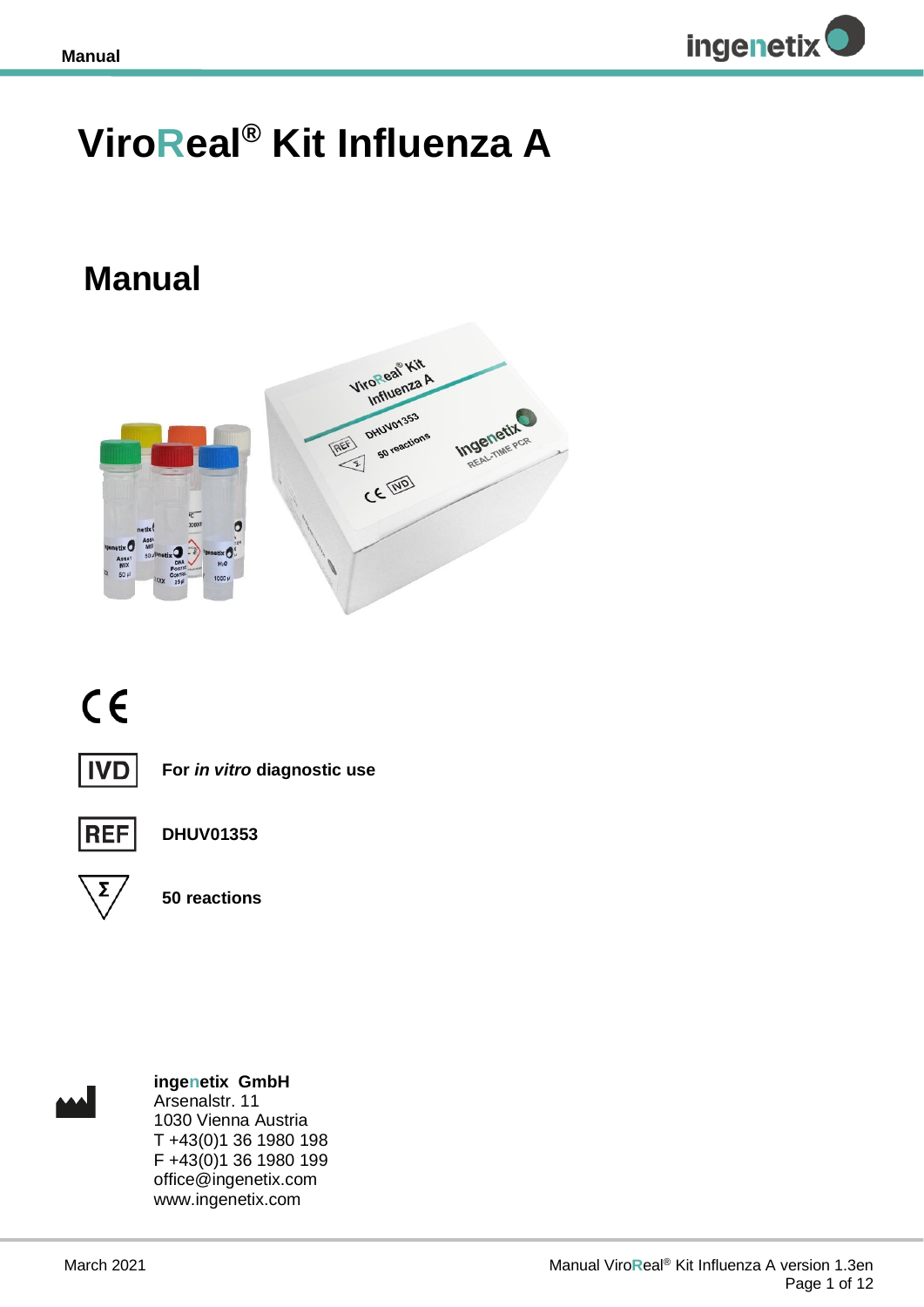# ViroReal® Kit Influenza A

## Manual

CE

IVD For *in vitro* diagnostic use

REF DHUV01353

Σ 50 reactions

**ingenetix GmbH**
Arsenalstr. 11
1030 Vienna Austria
T +43(0)1 36 1980 198
F +43(0)1 36 1980 199
office@ingenetix.com
www.ingenetix.com

March 2021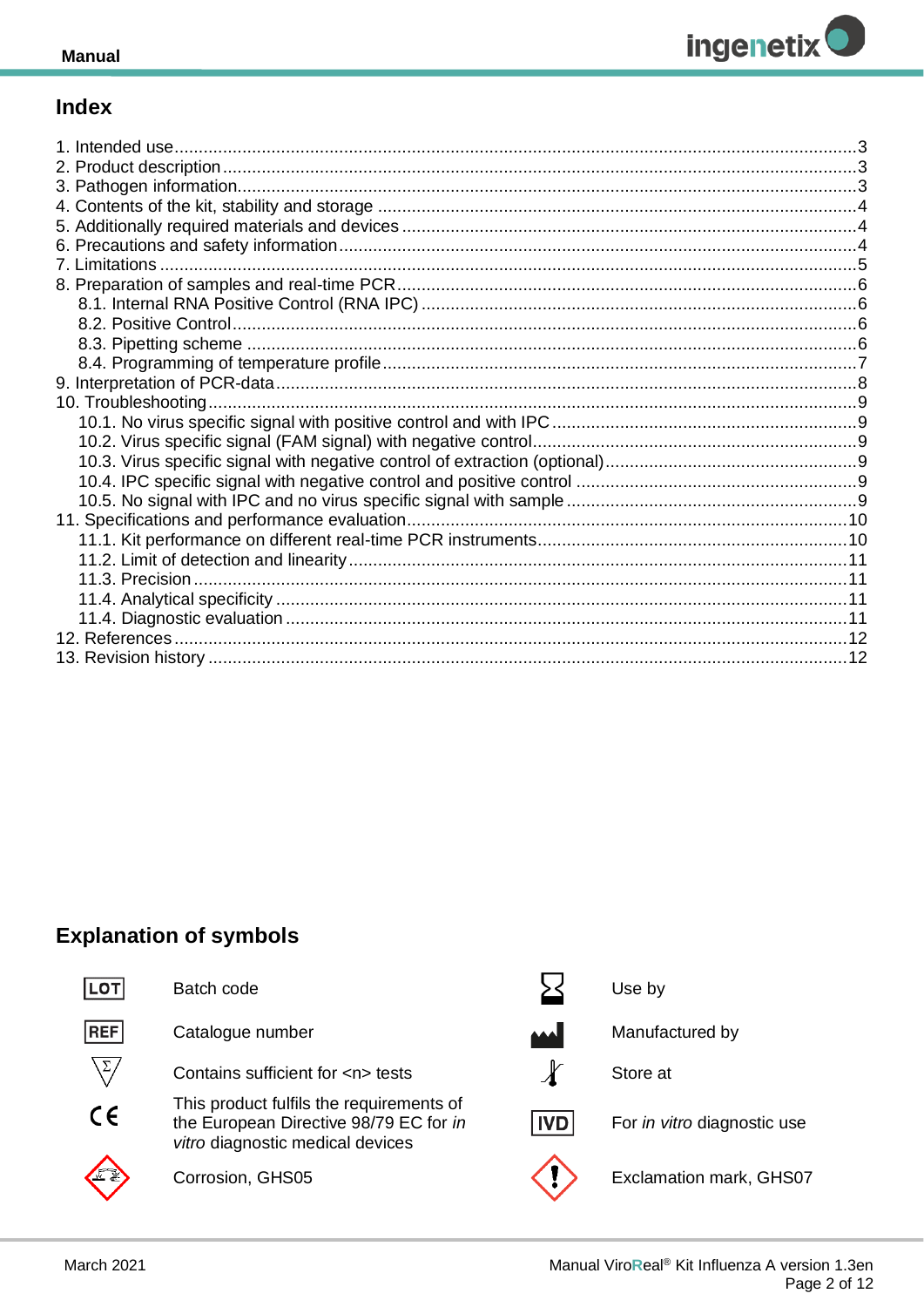## Index

1. Intended use ... 3
2. Product description ... 3
3. Pathogen information ... 3
4. Contents of the kit, stability and storage ... 4
5. Additionally required materials and devices ... 4
6. Precautions and safety information ... 4
7. Limitations ... 5
8. Preparation of samples and real-time PCR ... 6
    - 8.1. Internal RNA Positive Control (RNA IPC) ... 6
    - 8.2. Positive Control ... 6
    - 8.3. Pipetting scheme ... 6
    - 8.4. Programming of temperature profile ... 7
9. Interpretation of PCR-data ... 8
10. Troubleshooting ... 9
    - 10.1. No virus specific signal with positive control and with IPC ... 9
    - 10.2. Virus specific signal (FAM signal) with negative control ... 9
    - 10.3. Virus specific signal with negative control of extraction (optional) ... 9
    - 10.4. IPC specific signal with negative control and positive control ... 9
    - 10.5. No signal with IPC and no virus specific signal with sample ... 9
11. Specifications and performance evaluation ... 10
    - 11.1. Kit performance on different real-time PCR instruments ... 10
    - 11.2. Limit of detection and linearity ... 11
    - 11.3. Precision ... 11
    - 11.4. Analytical specificity ... 11
    - 11.4. Diagnostic evaluation ... 11
12. References ... 12
13. Revision history ... 12

## Explanation of symbols

| Symbol | Meaning | Symbol | Meaning |
|---|---|---|---|
| LOT | Batch code | | Use by |
| REF | Catalogue number | | Manufactured by |
| Σ | Contains sufficient for <n> tests | | Store at |
| CE | This product fulfils the requirements of the European Directive 98/79 EC for *in vitro* diagnostic medical devices | IVD | For *in vitro* diagnostic use |
| | Corrosion, GHS05 | | Exclamation mark, GHS07 |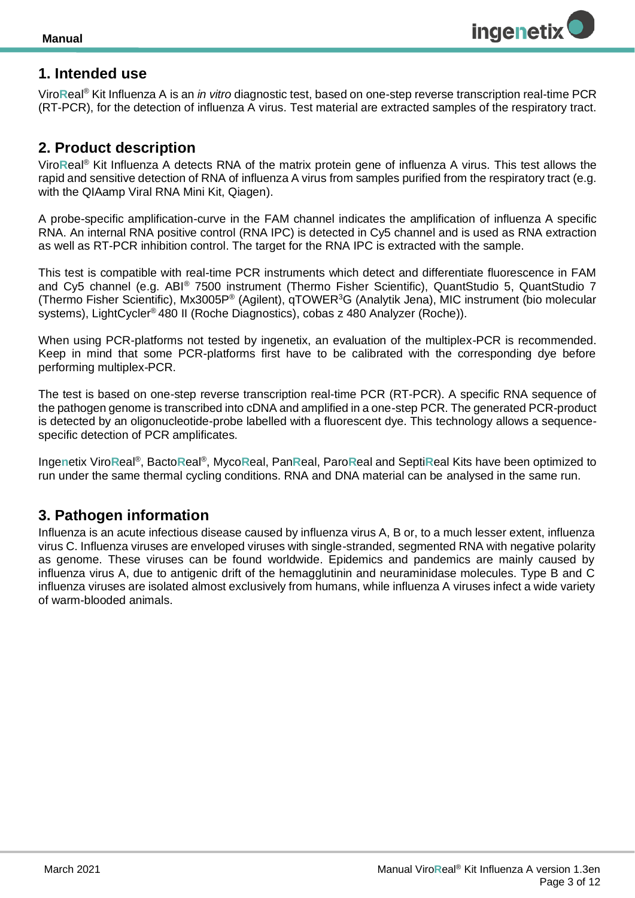## 1. Intended use

ViroReal® Kit Influenza A is an *in vitro* diagnostic test, based on one-step reverse transcription real-time PCR (RT-PCR), for the detection of influenza A virus. Test material are extracted samples of the respiratory tract.

## 2. Product description

ViroReal® Kit Influenza A detects RNA of the matrix protein gene of influenza A virus. This test allows the rapid and sensitive detection of RNA of influenza A virus from samples purified from the respiratory tract (e.g. with the QIAamp Viral RNA Mini Kit, Qiagen).

A probe-specific amplification-curve in the FAM channel indicates the amplification of influenza A specific RNA. An internal RNA positive control (RNA IPC) is detected in Cy5 channel and is used as RNA extraction as well as RT-PCR inhibition control. The target for the RNA IPC is extracted with the sample.

This test is compatible with real-time PCR instruments which detect and differentiate fluorescence in FAM and Cy5 channel (e.g. ABI® 7500 instrument (Thermo Fisher Scientific), QuantStudio 5, QuantStudio 7 (Thermo Fisher Scientific), Mx3005P® (Agilent), qTOWER³G (Analytik Jena), MIC instrument (bio molecular systems), LightCycler® 480 II (Roche Diagnostics), cobas z 480 Analyzer (Roche)).

When using PCR-platforms not tested by ingenetix, an evaluation of the multiplex-PCR is recommended. Keep in mind that some PCR-platforms first have to be calibrated with the corresponding dye before performing multiplex-PCR.

The test is based on one-step reverse transcription real-time PCR (RT-PCR). A specific RNA sequence of the pathogen genome is transcribed into cDNA and amplified in a one-step PCR. The generated PCR-product is detected by an oligonucleotide-probe labelled with a fluorescent dye. This technology allows a sequence-specific detection of PCR amplificates.

Ingenetix ViroReal®, BactoReal®, MycoReal, PanReal, ParoReal and SeptiReal Kits have been optimized to run under the same thermal cycling conditions. RNA and DNA material can be analysed in the same run.

## 3. Pathogen information

Influenza is an acute infectious disease caused by influenza virus A, B or, to a much lesser extent, influenza virus C. Influenza viruses are enveloped viruses with single-stranded, segmented RNA with negative polarity as genome. These viruses can be found worldwide. Epidemics and pandemics are mainly caused by influenza virus A, due to antigenic drift of the hemagglutinin and neuraminidase molecules. Type B and C influenza viruses are isolated almost exclusively from humans, while influenza A viruses infect a wide variety of warm-blooded animals.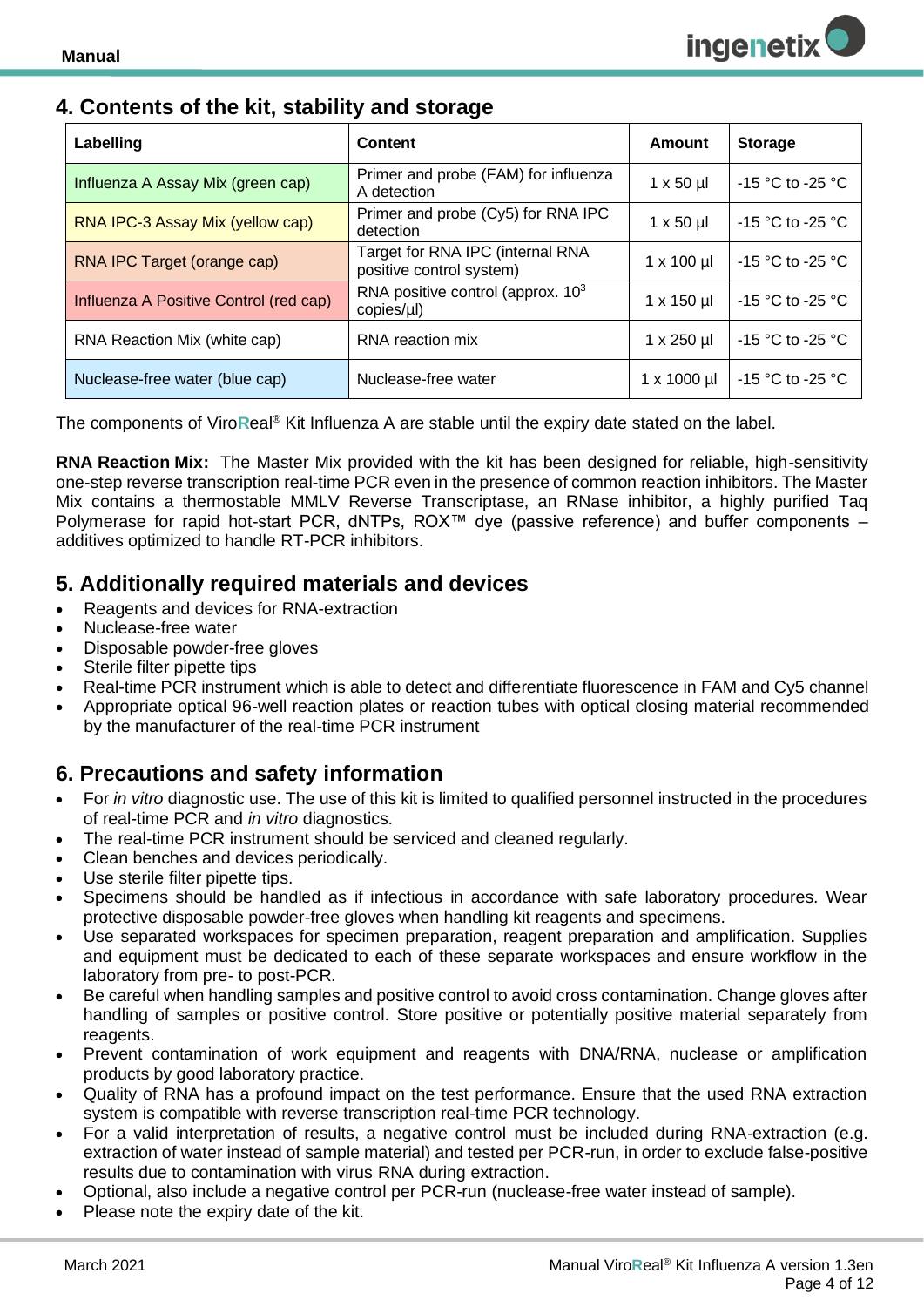## 4. Contents of the kit, stability and storage

| Labelling | Content | Amount | Storage |
| --- | --- | --- | --- |
| Influenza A Assay Mix (green cap) | Primer and probe (FAM) for influenza A detection | 1 x 50 µl | -15 °C to -25 °C |
| RNA IPC-3 Assay Mix (yellow cap) | Primer and probe (Cy5) for RNA IPC detection | 1 x 50 µl | -15 °C to -25 °C |
| RNA IPC Target (orange cap) | Target for RNA IPC (internal RNA positive control system) | 1 x 100 µl | -15 °C to -25 °C |
| Influenza A Positive Control (red cap) | RNA positive control (approx. $10^3$ copies/µl) | 1 x 150 µl | -15 °C to -25 °C |
| RNA Reaction Mix (white cap) | RNA reaction mix | 1 x 250 µl | -15 °C to -25 °C |
| Nuclease-free water (blue cap) | Nuclease-free water | 1 x 1000 µl | -15 °C to -25 °C |

The components of ViroReal® Kit Influenza A are stable until the expiry date stated on the label.

**RNA Reaction Mix:** The Master Mix provided with the kit has been designed for reliable, high-sensitivity one-step reverse transcription real-time PCR even in the presence of common reaction inhibitors. The Master Mix contains a thermostable MMLV Reverse Transcriptase, an RNase inhibitor, a highly purified Taq Polymerase for rapid hot-start PCR, dNTPs, ROX™ dye (passive reference) and buffer components – additives optimized to handle RT-PCR inhibitors.

## 5. Additionally required materials and devices

- Reagents and devices for RNA-extraction
- Nuclease-free water
- Disposable powder-free gloves
- Sterile filter pipette tips
- Real-time PCR instrument which is able to detect and differentiate fluorescence in FAM and Cy5 channel
- Appropriate optical 96-well reaction plates or reaction tubes with optical closing material recommended by the manufacturer of the real-time PCR instrument

## 6. Precautions and safety information

- For *in vitro* diagnostic use. The use of this kit is limited to qualified personnel instructed in the procedures of real-time PCR and *in vitro* diagnostics.
- The real-time PCR instrument should be serviced and cleaned regularly.
- Clean benches and devices periodically.
- Use sterile filter pipette tips.
- Specimens should be handled as if infectious in accordance with safe laboratory procedures. Wear protective disposable powder-free gloves when handling kit reagents and specimens.
- Use separated workspaces for specimen preparation, reagent preparation and amplification. Supplies and equipment must be dedicated to each of these separate workspaces and ensure workflow in the laboratory from pre- to post-PCR.
- Be careful when handling samples and positive control to avoid cross contamination. Change gloves after handling of samples or positive control. Store positive or potentially positive material separately from reagents.
- Prevent contamination of work equipment and reagents with DNA/RNA, nuclease or amplification products by good laboratory practice.
- Quality of RNA has a profound impact on the test performance. Ensure that the used RNA extraction system is compatible with reverse transcription real-time PCR technology.
- For a valid interpretation of results, a negative control must be included during RNA-extraction (e.g. extraction of water instead of sample material) and tested per PCR-run, in order to exclude false-positive results due to contamination with virus RNA during extraction.
- Optional, also include a negative control per PCR-run (nuclease-free water instead of sample).
- Please note the expiry date of the kit.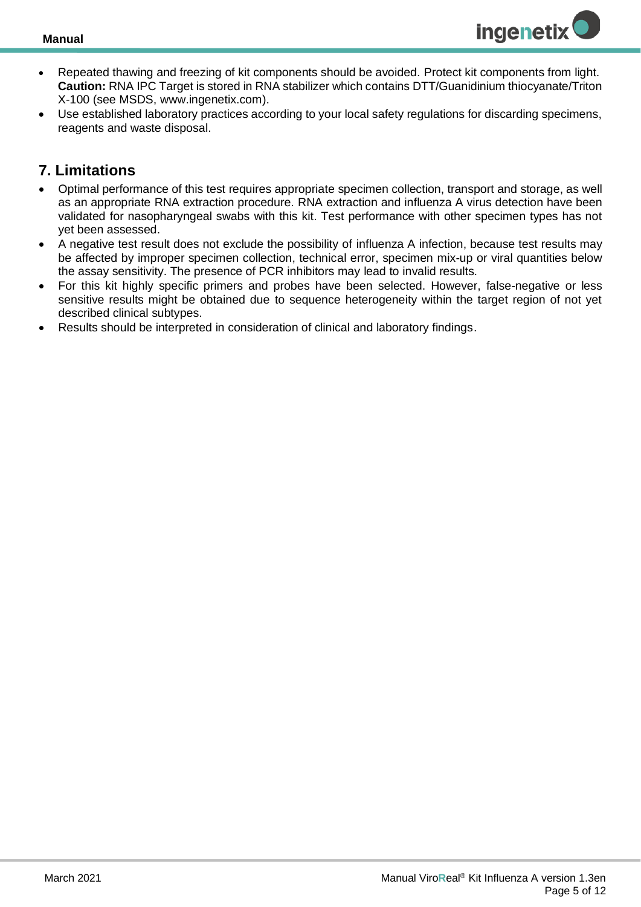- Repeated thawing and freezing of kit components should be avoided. Protect kit components from light. **Caution:** RNA IPC Target is stored in RNA stabilizer which contains DTT/Guanidinium thiocyanate/Triton X-100 (see MSDS, www.ingenetix.com).
- Use established laboratory practices according to your local safety regulations for discarding specimens, reagents and waste disposal.

## 7. Limitations

- Optimal performance of this test requires appropriate specimen collection, transport and storage, as well as an appropriate RNA extraction procedure. RNA extraction and influenza A virus detection have been validated for nasopharyngeal swabs with this kit. Test performance with other specimen types has not yet been assessed.
- A negative test result does not exclude the possibility of influenza A infection, because test results may be affected by improper specimen collection, technical error, specimen mix-up or viral quantities below the assay sensitivity. The presence of PCR inhibitors may lead to invalid results.
- For this kit highly specific primers and probes have been selected. However, false-negative or less sensitive results might be obtained due to sequence heterogeneity within the target region of not yet described clinical subtypes.
- Results should be interpreted in consideration of clinical and laboratory findings.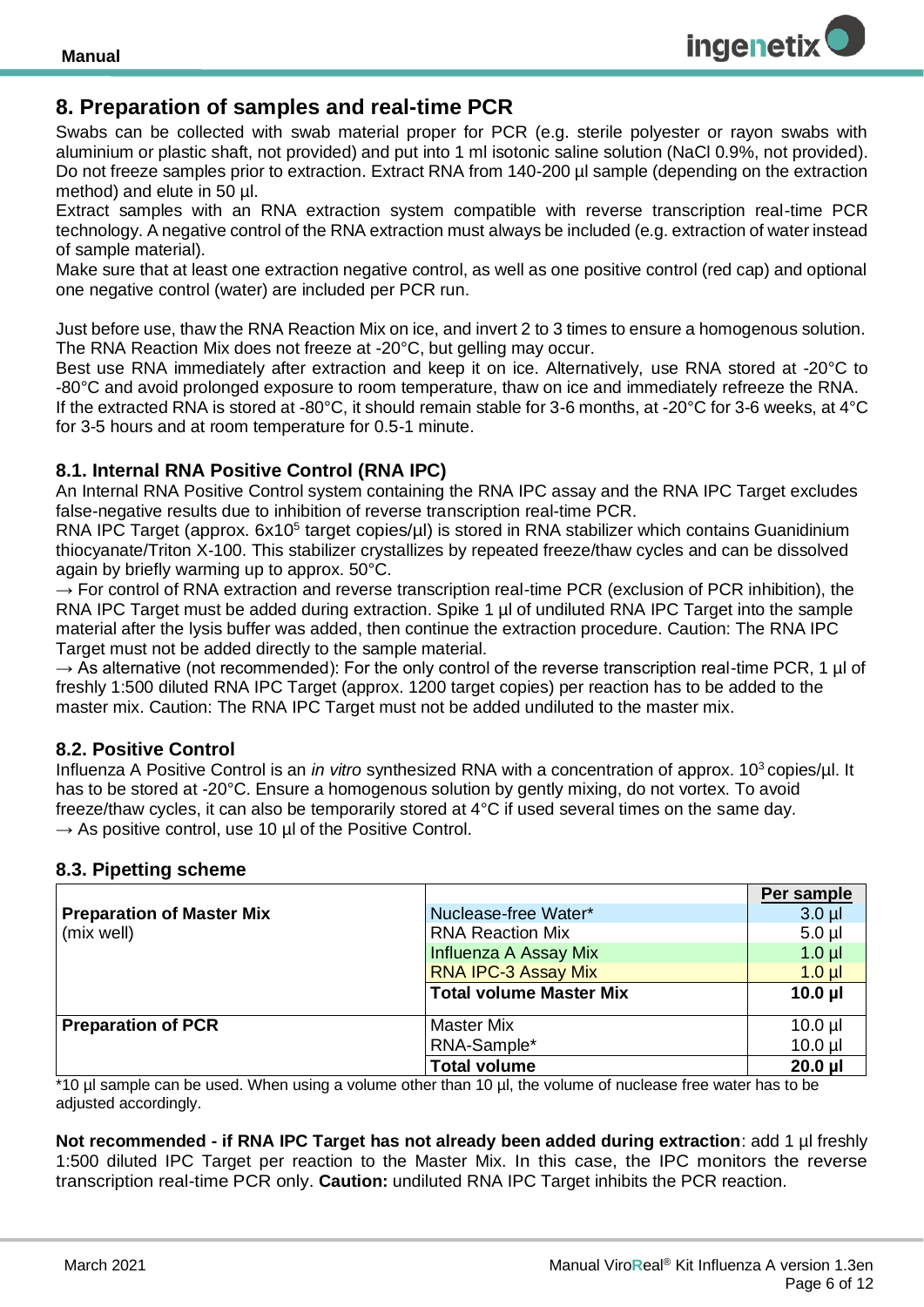## 8. Preparation of samples and real-time PCR

Swabs can be collected with swab material proper for PCR (e.g. sterile polyester or rayon swabs with aluminium or plastic shaft, not provided) and put into 1 ml isotonic saline solution (NaCl 0.9%, not provided). Do not freeze samples prior to extraction. Extract RNA from 140-200 µl sample (depending on the extraction method) and elute in 50 µl.

Extract samples with an RNA extraction system compatible with reverse transcription real-time PCR technology. A negative control of the RNA extraction must always be included (e.g. extraction of water instead of sample material).

Make sure that at least one extraction negative control, as well as one positive control (red cap) and optional one negative control (water) are included per PCR run.

Just before use, thaw the RNA Reaction Mix on ice, and invert 2 to 3 times to ensure a homogenous solution. The RNA Reaction Mix does not freeze at -20°C, but gelling may occur.

Best use RNA immediately after extraction and keep it on ice. Alternatively, use RNA stored at -20°C to -80°C and avoid prolonged exposure to room temperature, thaw on ice and immediately refreeze the RNA.

If the extracted RNA is stored at -80°C, it should remain stable for 3-6 months, at -20°C for 3-6 weeks, at 4°C for 3-5 hours and at room temperature for 0.5-1 minute.

### 8.1. Internal RNA Positive Control (RNA IPC)

An Internal RNA Positive Control system containing the RNA IPC assay and the RNA IPC Target excludes false-negative results due to inhibition of reverse transcription real-time PCR.

RNA IPC Target (approx. $6 \times 10^5$ target copies/µl) is stored in RNA stabilizer which contains Guanidinium thiocyanate/Triton X-100. This stabilizer crystallizes by repeated freeze/thaw cycles and can be dissolved again by briefly warming up to approx. 50°C.

→ For control of RNA extraction and reverse transcription real-time PCR (exclusion of PCR inhibition), the RNA IPC Target must be added during extraction. Spike 1 µl of undiluted RNA IPC Target into the sample material after the lysis buffer was added, then continue the extraction procedure. Caution: The RNA IPC Target must not be added directly to the sample material.

→ As alternative (not recommended): For the only control of the reverse transcription real-time PCR, 1 µl of freshly 1:500 diluted RNA IPC Target (approx. 1200 target copies) per reaction has to be added to the master mix. Caution: The RNA IPC Target must not be added undiluted to the master mix.

### 8.2. Positive Control

Influenza A Positive Control is an *in vitro* synthesized RNA with a concentration of approx. $10^3$ copies/µl. It has to be stored at -20°C. Ensure a homogenous solution by gently mixing, do not vortex. To avoid freeze/thaw cycles, it can also be temporarily stored at 4°C if used several times on the same day.

→ As positive control, use 10 µl of the Positive Control.

### 8.3. Pipetting scheme

| | | Per sample |
|---|---|---|
| **Preparation of Master Mix** (mix well) | Nuclease-free Water* | 3.0 µl |
| | RNA Reaction Mix | 5.0 µl |
| | Influenza A Assay Mix | 1.0 µl |
| | RNA IPC-3 Assay Mix | 1.0 µl |
| | **Total volume Master Mix** | **10.0 µl** |
| **Preparation of PCR** | Master Mix | 10.0 µl |
| | RNA-Sample* | 10.0 µl |
| | **Total volume** | **20.0 µl** |

*10 µl sample can be used. When using a volume other than 10 µl, the volume of nuclease free water has to be adjusted accordingly.

**Not recommended - if RNA IPC Target has not already been added during extraction**: add 1 µl freshly 1:500 diluted IPC Target per reaction to the Master Mix. In this case, the IPC monitors the reverse transcription real-time PCR only. **Caution:** undiluted RNA IPC Target inhibits the PCR reaction.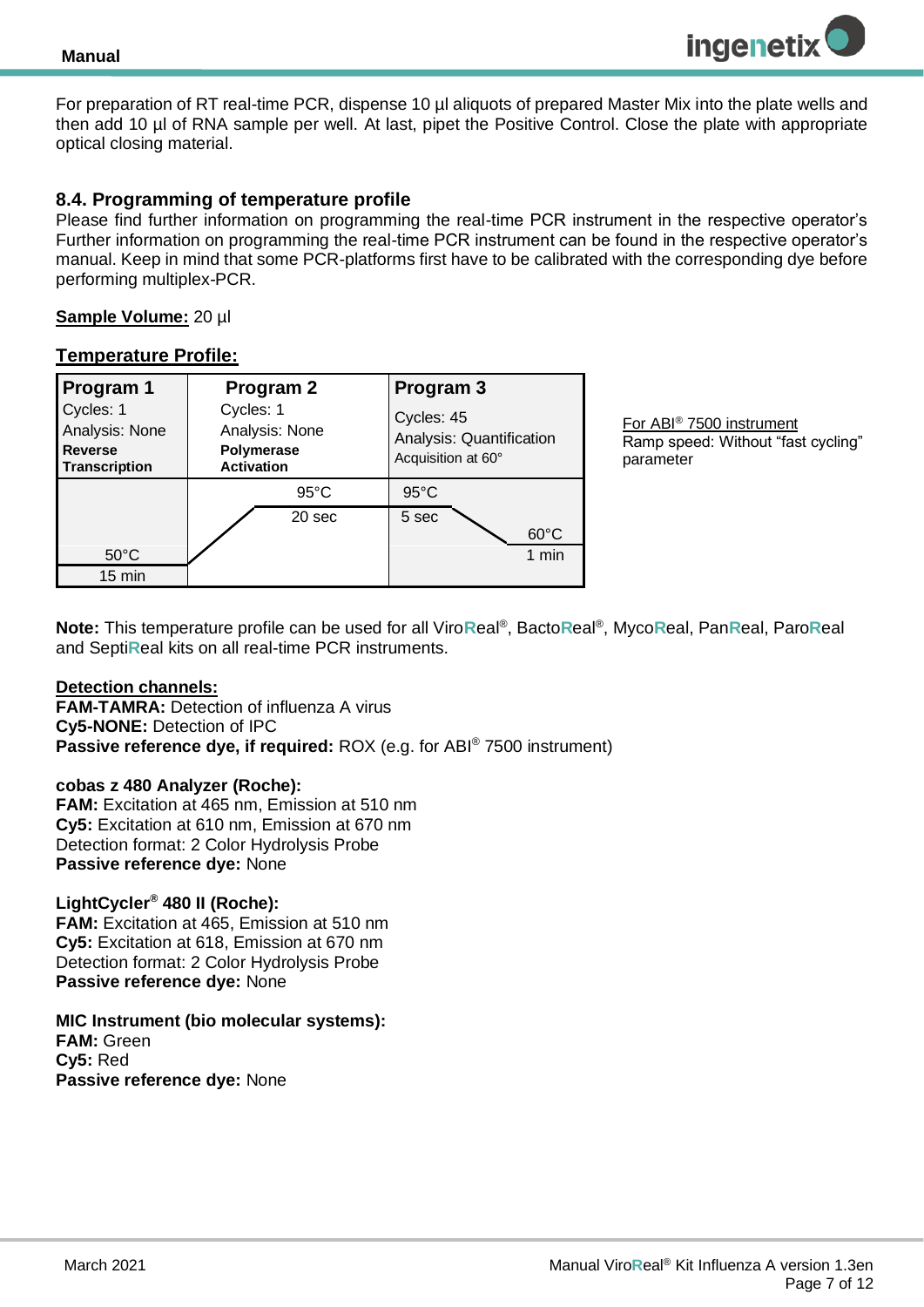For preparation of RT real-time PCR, dispense 10 µl aliquots of prepared Master Mix into the plate wells and then add 10 µl of RNA sample per well. At last, pipet the Positive Control. Close the plate with appropriate optical closing material.

## 8.4. Programming of temperature profile

Please find further information on programming the real-time PCR instrument in the respective operator's Further information on programming the real-time PCR instrument can be found in the respective operator's manual. Keep in mind that some PCR-platforms first have to be calibrated with the corresponding dye before performing multiplex-PCR.

**Sample Volume:** 20 µl

**Temperature Profile:**

| Program 1<br>Cycles: 1<br>Analysis: None<br>**Reverse Transcription** | Program 2<br>Cycles: 1<br>Analysis: None<br>**Polymerase Activation** | Program 3<br>Cycles: 45<br>Analysis: Quantification<br>Acquisition at 60° |
|---|---|---|
| 50°C<br>15 min | 95°C<br>20 sec | 95°C<br>5 sec<br>60°C<br>1 min |

For ABI® 7500 instrument
Ramp speed: Without "fast cycling" parameter

**Note:** This temperature profile can be used for all ViroReal®, BactoReal®, MycoReal, PanReal, ParoReal and SeptiReal kits on all real-time PCR instruments.

**Detection channels:**
**FAM-TAMRA:** Detection of influenza A virus
**Cy5-NONE:** Detection of IPC
**Passive reference dye, if required:** ROX (e.g. for ABI® 7500 instrument)

**cobas z 480 Analyzer (Roche):**
**FAM:** Excitation at 465 nm, Emission at 510 nm
**Cy5:** Excitation at 610 nm, Emission at 670 nm
Detection format: 2 Color Hydrolysis Probe
**Passive reference dye:** None

**LightCycler® 480 II (Roche):**
**FAM:** Excitation at 465, Emission at 510 nm
**Cy5:** Excitation at 618, Emission at 670 nm
Detection format: 2 Color Hydrolysis Probe
**Passive reference dye:** None

**MIC Instrument (bio molecular systems):**
**FAM:** Green
**Cy5:** Red
**Passive reference dye:** None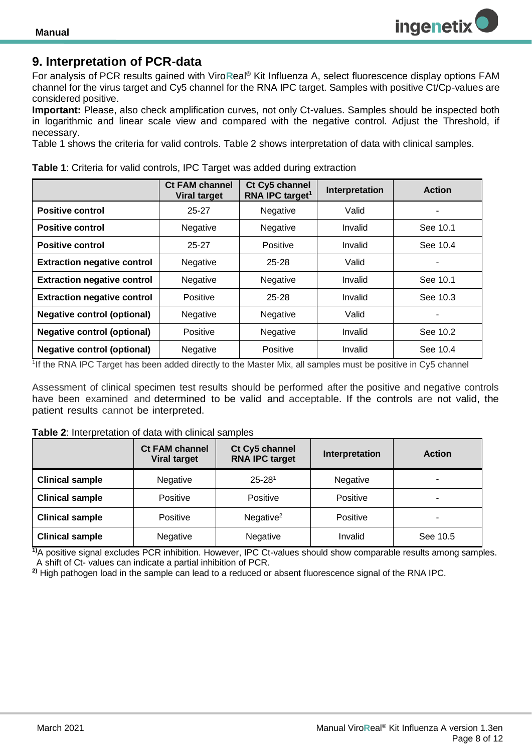## 9. Interpretation of PCR-data

For analysis of PCR results gained with ViroReal® Kit Influenza A, select fluorescence display options FAM channel for the virus target and Cy5 channel for the RNA IPC target. Samples with positive Ct/Cp-values are considered positive.

**Important:** Please, also check amplification curves, not only Ct-values. Samples should be inspected both in logarithmic and linear scale view and compared with the negative control. Adjust the Threshold, if necessary.

Table 1 shows the criteria for valid controls. Table 2 shows interpretation of data with clinical samples.

**Table 1**: Criteria for valid controls, IPC Target was added during extraction

| | Ct FAM channel Viral target | Ct Cy5 channel RNA IPC target[1] | Interpretation | Action |
|---|---|---|---|---|
| **Positive control** | 25-27 | Negative | Valid | - |
| **Positive control** | Negative | Negative | Invalid | See 10.1 |
| **Positive control** | 25-27 | Positive | Invalid | See 10.4 |
| **Extraction negative control** | Negative | 25-28 | Valid | - |
| **Extraction negative control** | Negative | Negative | Invalid | See 10.1 |
| **Extraction negative control** | Positive | 25-28 | Invalid | See 10.3 |
| **Negative control (optional)** | Negative | Negative | Valid | - |
| **Negative control (optional)** | Positive | Negative | Invalid | See 10.2 |
| **Negative control (optional)** | Negative | Positive | Invalid | See 10.4 |

[1]If the RNA IPC Target has been added directly to the Master Mix, all samples must be positive in Cy5 channel

Assessment of clinical specimen test results should be performed after the positive and negative controls have been examined and determined to be valid and acceptable. If the controls are not valid, the patient results cannot be interpreted.

**Table 2**: Interpretation of data with clinical samples

| | Ct FAM channel Viral target | Ct Cy5 channel RNA IPC target | Interpretation | Action |
|---|---|---|---|---|
| **Clinical sample** | Negative | 25-28[1] | Negative | - |
| **Clinical sample** | Positive | Positive | Positive | - |
| **Clinical sample** | Positive | Negative[2] | Positive | - |
| **Clinical sample** | Negative | Negative | Invalid | See 10.5 |

**[1)]**A positive signal excludes PCR inhibition. However, IPC Ct-values should show comparable results among samples. A shift of Ct- values can indicate a partial inhibition of PCR.

**[2)]** High pathogen load in the sample can lead to a reduced or absent fluorescence signal of the RNA IPC.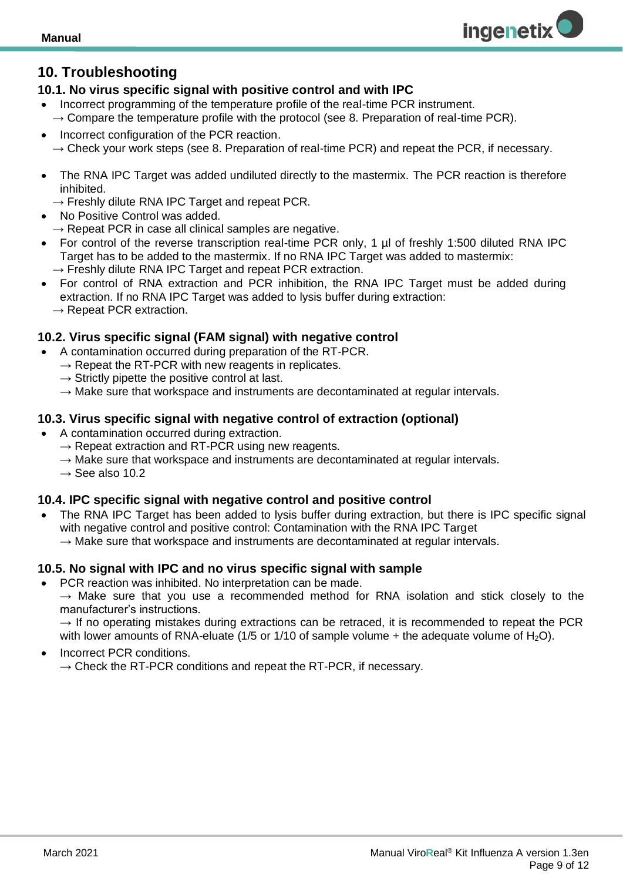## 10. Troubleshooting

### 10.1. No virus specific signal with positive control and with IPC

- Incorrect programming of the temperature profile of the real-time PCR instrument.
  → Compare the temperature profile with the protocol (see 8. Preparation of real-time PCR).
- Incorrect configuration of the PCR reaction.
  → Check your work steps (see 8. Preparation of real-time PCR) and repeat the PCR, if necessary.
- The RNA IPC Target was added undiluted directly to the mastermix. The PCR reaction is therefore inhibited.
  → Freshly dilute RNA IPC Target and repeat PCR.
- No Positive Control was added.
  → Repeat PCR in case all clinical samples are negative.
- For control of the reverse transcription real-time PCR only, 1 µl of freshly 1:500 diluted RNA IPC Target has to be added to the mastermix. If no RNA IPC Target was added to mastermix:
  → Freshly dilute RNA IPC Target and repeat PCR extraction.
- For control of RNA extraction and PCR inhibition, the RNA IPC Target must be added during extraction. If no RNA IPC Target was added to lysis buffer during extraction:
  → Repeat PCR extraction.

### 10.2. Virus specific signal (FAM signal) with negative control

- A contamination occurred during preparation of the RT-PCR.
  → Repeat the RT-PCR with new reagents in replicates.
  → Strictly pipette the positive control at last.
  → Make sure that workspace and instruments are decontaminated at regular intervals.

### 10.3. Virus specific signal with negative control of extraction (optional)

- A contamination occurred during extraction.
  → Repeat extraction and RT-PCR using new reagents.
  → Make sure that workspace and instruments are decontaminated at regular intervals.
  → See also 10.2

### 10.4. IPC specific signal with negative control and positive control

- The RNA IPC Target has been added to lysis buffer during extraction, but there is IPC specific signal with negative control and positive control: Contamination with the RNA IPC Target
  → Make sure that workspace and instruments are decontaminated at regular intervals.

### 10.5. No signal with IPC and no virus specific signal with sample

- PCR reaction was inhibited. No interpretation can be made.
  → Make sure that you use a recommended method for RNA isolation and stick closely to the manufacturer's instructions.
  → If no operating mistakes during extractions can be retraced, it is recommended to repeat the PCR with lower amounts of RNA-eluate (1/5 or 1/10 of sample volume + the adequate volume of $H_2O$).
- Incorrect PCR conditions.
  → Check the RT-PCR conditions and repeat the RT-PCR, if necessary.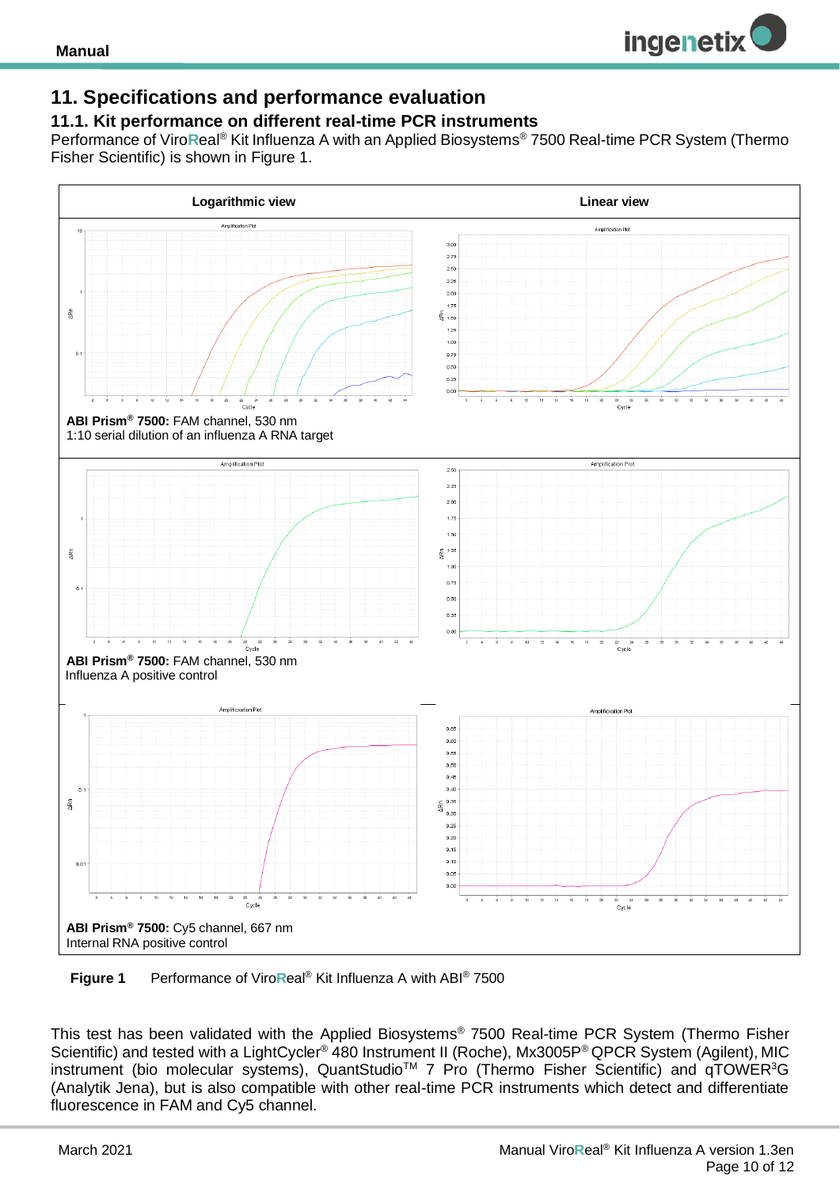## 11. Specifications and performance evaluation

### 11.1. Kit performance on different real-time PCR instruments

Performance of ViroReal® Kit Influenza A with an Applied Biosystems® 7500 Real-time PCR System (Thermo Fisher Scientific) is shown in Figure 1.

| Logarithmic view | Linear view |
|---|---|
| **ABI Prism® 7500:** FAM channel, 530 nm<br>1:10 serial dilution of an influenza A RNA target | |
| **ABI Prism® 7500:** FAM channel, 530 nm<br>Influenza A positive control | |
| **ABI Prism® 7500:** Cy5 channel, 667 nm<br>Internal RNA positive control | |

**Figure 1** Performance of ViroReal® Kit Influenza A with ABI® 7500

This test has been validated with the Applied Biosystems® 7500 Real-time PCR System (Thermo Fisher Scientific) and tested with a LightCycler® 480 Instrument II (Roche), Mx3005P® QPCR System (Agilent), MIC instrument (bio molecular systems), QuantStudio™ 7 Pro (Thermo Fisher Scientific) and qTOWER³G (Analytik Jena), but is also compatible with other real-time PCR instruments which detect and differentiate fluorescence in FAM and Cy5 channel.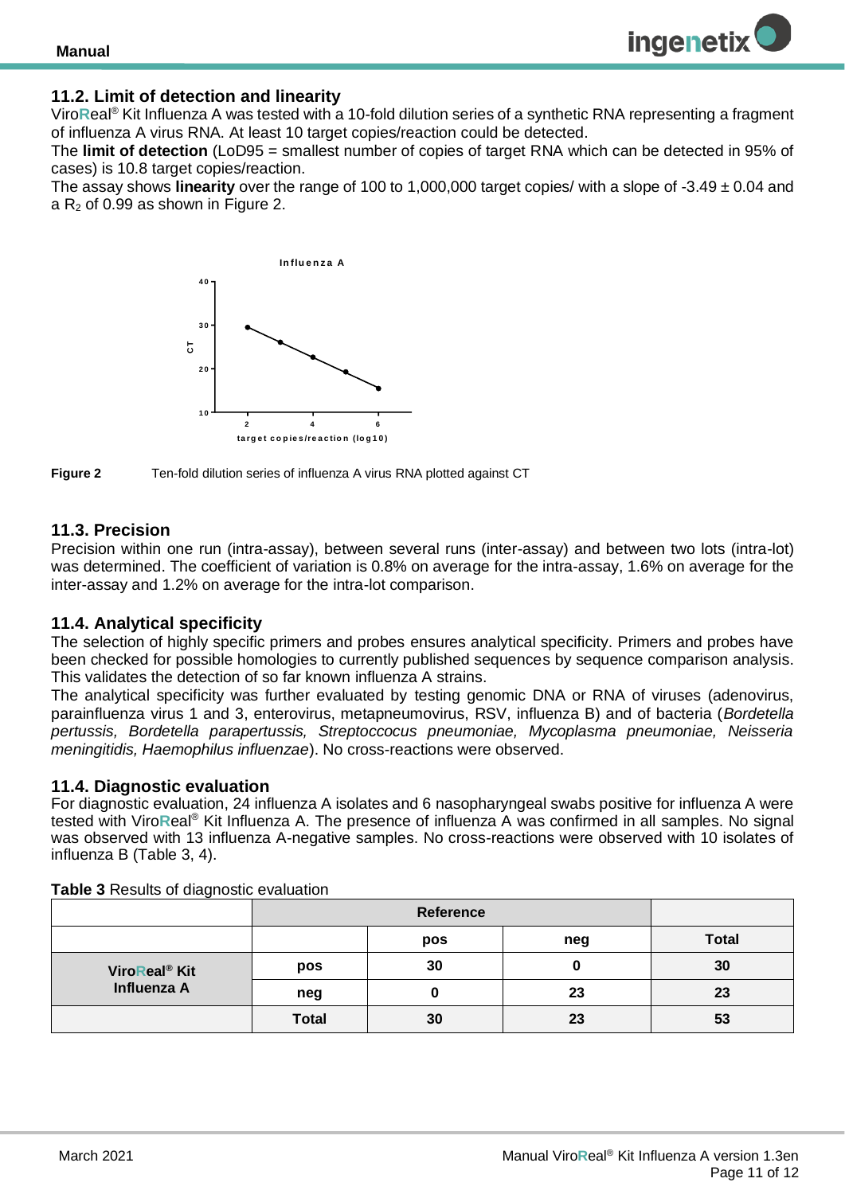## 11.2. Limit of detection and linearity

ViroReal® Kit Influenza A was tested with a 10-fold dilution series of a synthetic RNA representing a fragment of influenza A virus RNA. At least 10 target copies/reaction could be detected.

The **limit of detection** (LoD95 = smallest number of copies of target RNA which can be detected in 95% of cases) is 10.8 target copies/reaction.

The assay shows **linearity** over the range of 100 to 1,000,000 target copies/ with a slope of -3.49 ± 0.04 and a $R_2$ of 0.99 as shown in Figure 2.

**Figure 2** Ten-fold dilution series of influenza A virus RNA plotted against CT

## 11.3. Precision

Precision within one run (intra-assay), between several runs (inter-assay) and between two lots (intra-lot) was determined. The coefficient of variation is 0.8% on average for the intra-assay, 1.6% on average for the inter-assay and 1.2% on average for the intra-lot comparison.

## 11.4. Analytical specificity

The selection of highly specific primers and probes ensures analytical specificity. Primers and probes have been checked for possible homologies to currently published sequences by sequence comparison analysis. This validates the detection of so far known influenza A strains.

The analytical specificity was further evaluated by testing genomic DNA or RNA of viruses (adenovirus, parainfluenza virus 1 and 3, enterovirus, metapneumovirus, RSV, influenza B) and of bacteria (*Bordetella pertussis, Bordetella parapertussis, Streptoccocus pneumoniae, Mycoplasma pneumoniae, Neisseria meningitidis, Haemophilus influenzae*). No cross-reactions were observed.

## 11.4. Diagnostic evaluation

For diagnostic evaluation, 24 influenza A isolates and 6 nasopharyngeal swabs positive for influenza A were tested with ViroReal® Kit Influenza A. The presence of influenza A was confirmed in all samples. No signal was observed with 13 influenza A-negative samples. No cross-reactions were observed with 10 isolates of influenza B (Table 3, 4).

**Table 3** Results of diagnostic evaluation

| | | Reference | | |
|---|---|---|---|---|
| | | **pos** | **neg** | **Total** |
| **ViroReal® Kit Influenza A** | **pos** | **30** | **0** | **30** |
| | **neg** | **0** | **23** | **23** |
| | **Total** | **30** | **23** | **53** |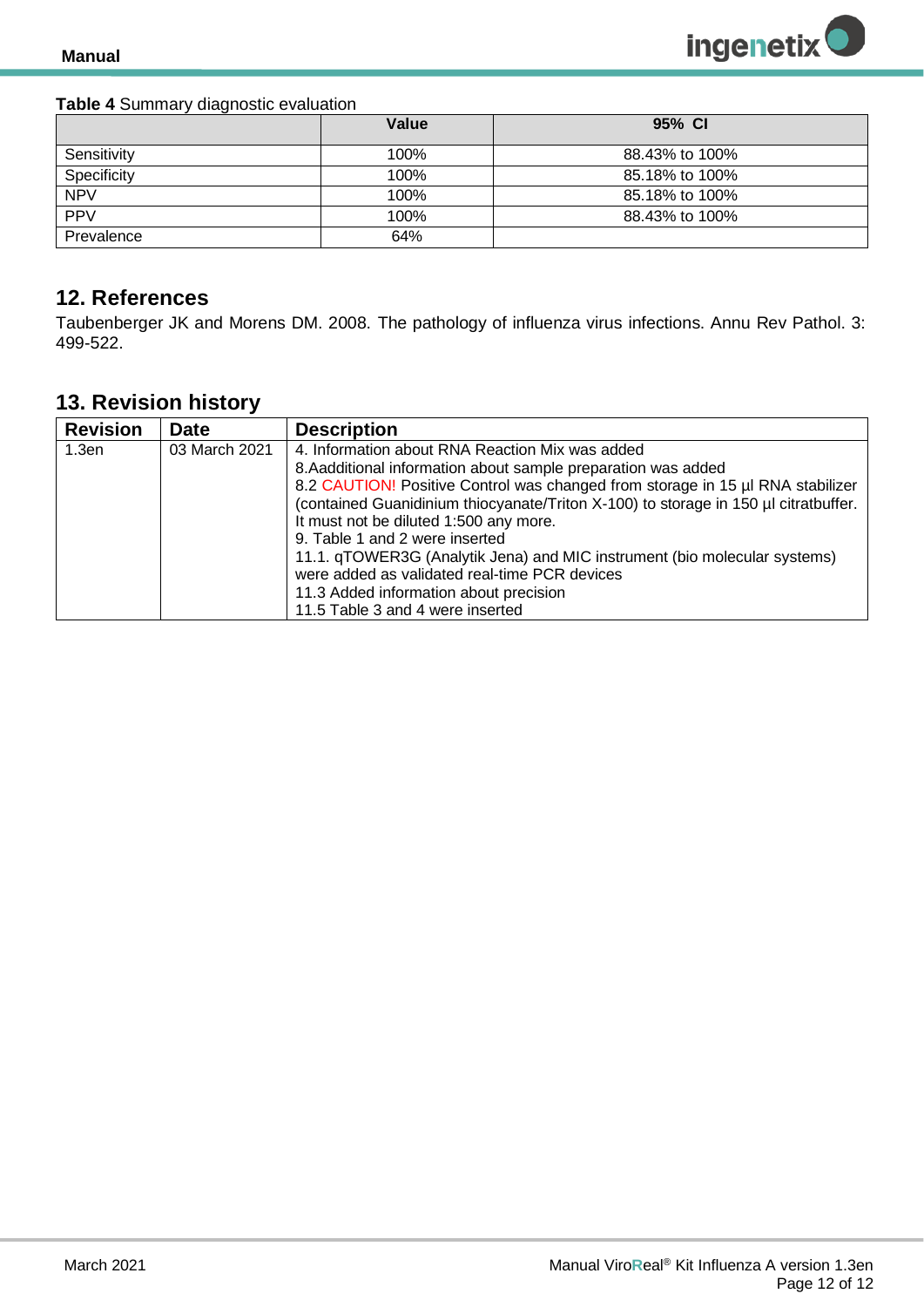**Table 4** Summary diagnostic evaluation

| | Value | 95% CI |
|---|---|---|
| Sensitivity | 100% | 88.43% to 100% |
| Specificity | 100% | 85.18% to 100% |
| NPV | 100% | 85.18% to 100% |
| PPV | 100% | 88.43% to 100% |
| Prevalence | 64% | |

## 12. References

Taubenberger JK and Morens DM. 2008. The pathology of influenza virus infections. Annu Rev Pathol. 3: 499-522.

## 13. Revision history

| Revision | Date | Description |
|---|---|---|
| 1.3en | 03 March 2021 | 4. Information about RNA Reaction Mix was added<br>8.Aadditional information about sample preparation was added<br>8.2 CAUTION! Positive Control was changed from storage in 15 µl RNA stabilizer (contained Guanidinium thiocyanate/Triton X-100) to storage in 150 µl citratbuffer. It must not be diluted 1:500 any more.<br>9. Table 1 and 2 were inserted<br>11.1. qTOWER3G (Analytik Jena) and MIC instrument (bio molecular systems) were added as validated real-time PCR devices<br>11.3 Added information about precision<br>11.5 Table 3 and 4 were inserted |